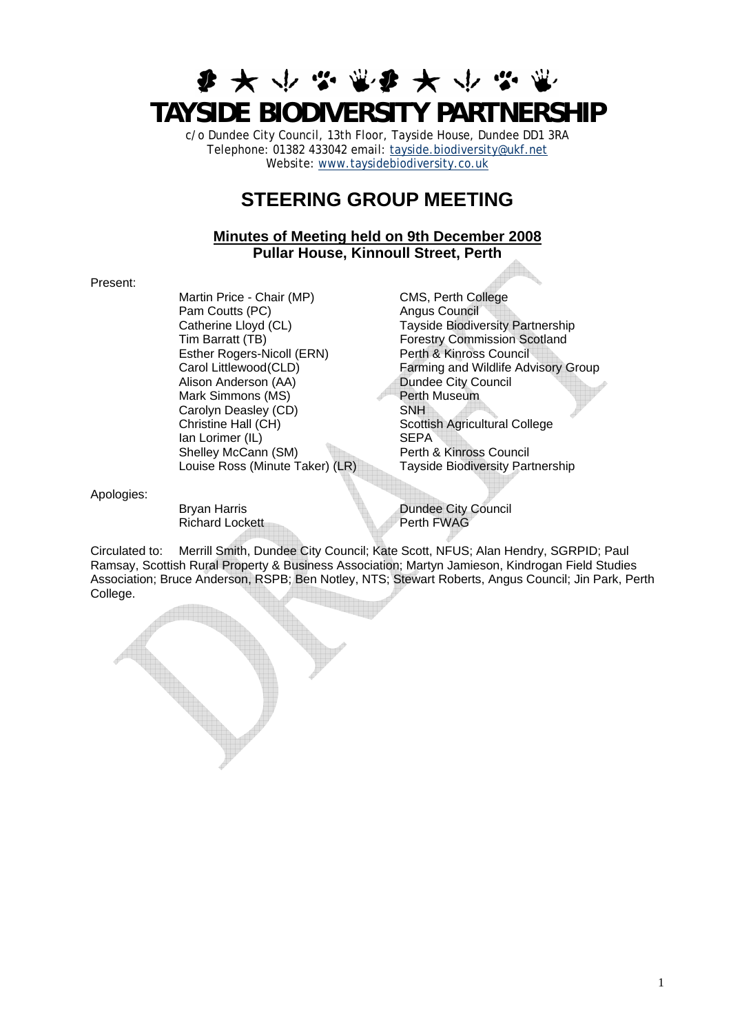# TAYSIDE BIODIVERSITY PARTNERSHIP

c/o Dundee City Council, 13th Floor, Tayside House, Dundee DD1 3RA
Telephone: 01382 433042 email: tayside.biodiversity@ukf.net
Website: www.taysidebiodiversity.co.uk

## STEERING GROUP MEETING

**Minutes of Meeting held on 9th December 2008**
**Pullar House, Kinnoull Street, Perth**

Present:

| | |
|---|---|
| Martin Price - Chair (MP) | CMS, Perth College |
| Pam Coutts (PC) | Angus Council |
| Catherine Lloyd (CL) | Tayside Biodiversity Partnership |
| Tim Barratt (TB) | Forestry Commission Scotland |
| Esther Rogers-Nicoll (ERN) | Perth & Kinross Council |
| Carol Littlewood(CLD) | Farming and Wildlife Advisory Group |
| Alison Anderson (AA) | Dundee City Council |
| Mark Simmons (MS) | Perth Museum |
| Carolyn Deasley (CD) | SNH |
| Christine Hall (CH) | Scottish Agricultural College |
| Ian Lorimer (IL) | SEPA |
| Shelley McCann (SM) | Perth & Kinross Council |
| Louise Ross (Minute Taker) (LR) | Tayside Biodiversity Partnership |

Apologies:

| | |
|---|---|
| Bryan Harris | Dundee City Council |
| Richard Lockett | Perth FWAG |

Circulated to: Merrill Smith, Dundee City Council; Kate Scott, NFUS; Alan Hendry, SGRPID; Paul Ramsay, Scottish Rural Property & Business Association; Martyn Jamieson, Kindrogan Field Studies Association; Bruce Anderson, RSPB; Ben Notley, NTS; Stewart Roberts, Angus Council; Jin Park, Perth College.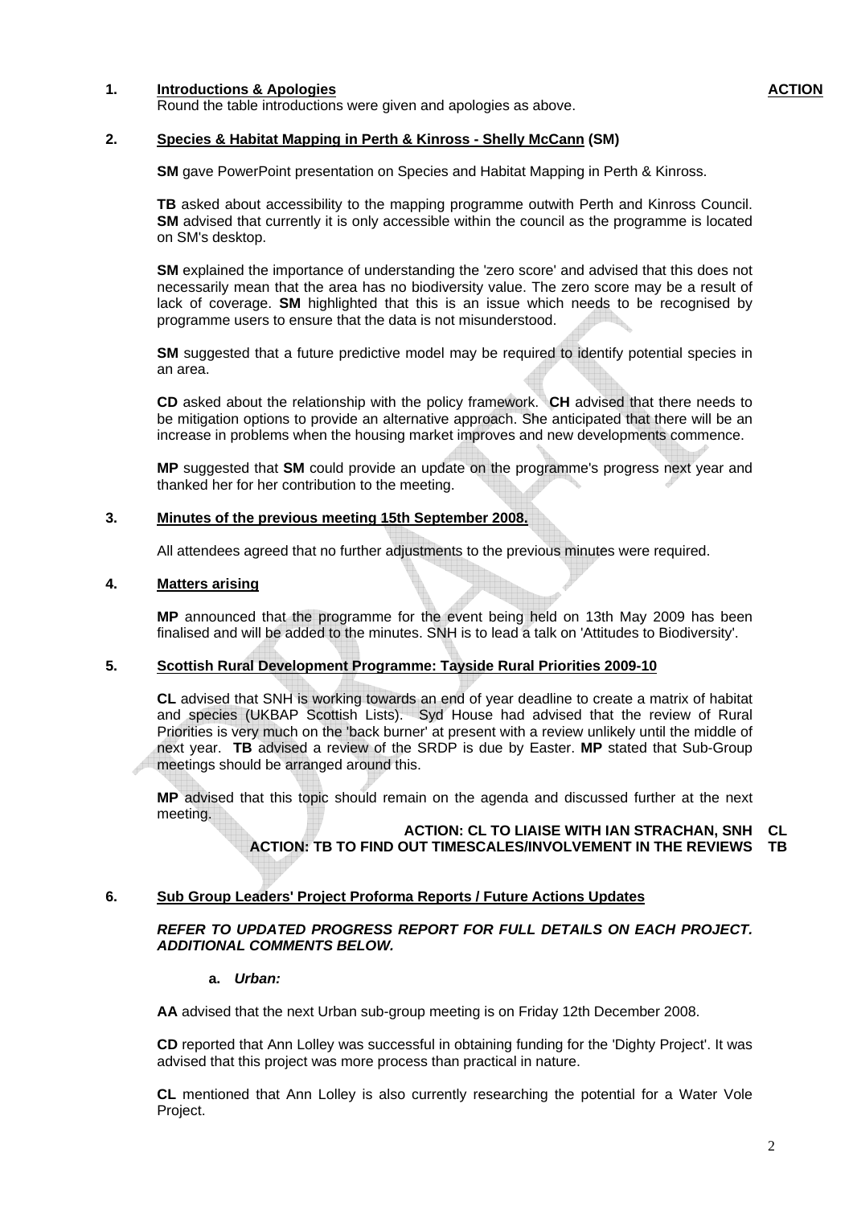**1. Introductions & Apologies** **ACTION**

Round the table introductions were given and apologies as above.

**2. Species & Habitat Mapping in Perth & Kinross - Shelly McCann (SM)**

**SM** gave PowerPoint presentation on Species and Habitat Mapping in Perth & Kinross.

**TB** asked about accessibility to the mapping programme outwith Perth and Kinross Council. **SM** advised that currently it is only accessible within the council as the programme is located on SM's desktop.

**SM** explained the importance of understanding the 'zero score' and advised that this does not necessarily mean that the area has no biodiversity value. The zero score may be a result of lack of coverage. **SM** highlighted that this is an issue which needs to be recognised by programme users to ensure that the data is not misunderstood.

**SM** suggested that a future predictive model may be required to identify potential species in an area.

**CD** asked about the relationship with the policy framework. **CH** advised that there needs to be mitigation options to provide an alternative approach. She anticipated that there will be an increase in problems when the housing market improves and new developments commence.

**MP** suggested that **SM** could provide an update on the programme's progress next year and thanked her for her contribution to the meeting.

**3. Minutes of the previous meeting 15th September 2008.**

All attendees agreed that no further adjustments to the previous minutes were required.

**4. Matters arising**

**MP** announced that the programme for the event being held on 13th May 2009 has been finalised and will be added to the minutes. SNH is to lead a talk on 'Attitudes to Biodiversity'.

**5. Scottish Rural Development Programme: Tayside Rural Priorities 2009-10**

**CL** advised that SNH is working towards an end of year deadline to create a matrix of habitat and species (UKBAP Scottish Lists). Syd House had advised that the review of Rural Priorities is very much on the 'back burner' at present with a review unlikely until the middle of next year. **TB** advised a review of the SRDP is due by Easter. **MP** stated that Sub-Group meetings should be arranged around this.

**MP** advised that this topic should remain on the agenda and discussed further at the next meeting.

**ACTION: CL TO LIAISE WITH IAN STRACHAN, SNH** **CL**

**ACTION: TB TO FIND OUT TIMESCALES/INVOLVEMENT IN THE REVIEWS** **TB**

**6. Sub Group Leaders' Project Proforma Reports / Future Actions Updates**

***REFER TO UPDATED PROGRESS REPORT FOR FULL DETAILS ON EACH PROJECT. ADDITIONAL COMMENTS BELOW.***

**a. *Urban:***

**AA** advised that the next Urban sub-group meeting is on Friday 12th December 2008.

**CD** reported that Ann Lolley was successful in obtaining funding for the 'Dighty Project'. It was advised that this project was more process than practical in nature.

**CL** mentioned that Ann Lolley is also currently researching the potential for a Water Vole Project.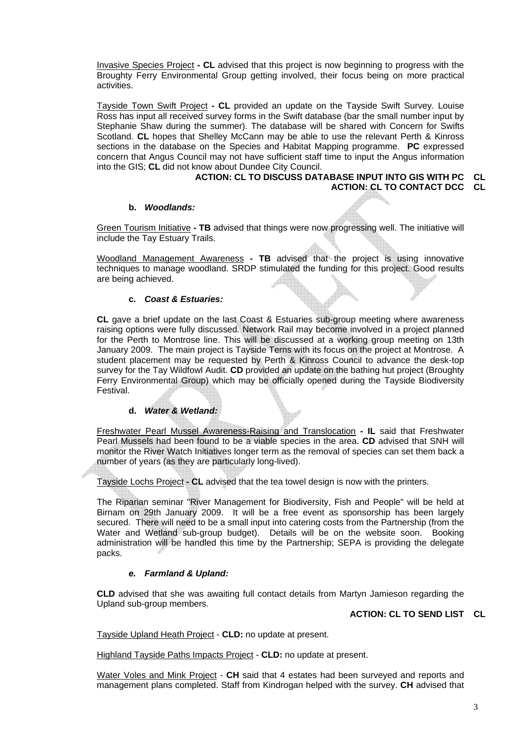Invasive Species Project **- CL** advised that this project is now beginning to progress with the Broughty Ferry Environmental Group getting involved, their focus being on more practical activities.

Tayside Town Swift Project **- CL** provided an update on the Tayside Swift Survey. Louise Ross has input all received survey forms in the Swift database (bar the small number input by Stephanie Shaw during the summer). The database will be shared with Concern for Swifts Scotland. **CL** hopes that Shelley McCann may be able to use the relevant Perth & Kinross sections in the database on the Species and Habitat Mapping programme. **PC** expressed concern that Angus Council may not have sufficient staff time to input the Angus information into the GIS; **CL** did not know about Dundee City Council.

**ACTION: CL TO DISCUSS DATABASE INPUT INTO GIS WITH PC CL**
**ACTION: CL TO CONTACT DCC CL**

**b. *Woodlands:***

Green Tourism Initiative **- TB** advised that things were now progressing well. The initiative will include the Tay Estuary Trails.

Woodland Management Awareness **- TB** advised that the project is using innovative techniques to manage woodland. SRDP stimulated the funding for this project. Good results are being achieved.

**c. *Coast & Estuaries:***

**CL** gave a brief update on the last Coast & Estuaries sub-group meeting where awareness raising options were fully discussed. Network Rail may become involved in a project planned for the Perth to Montrose line. This will be discussed at a working group meeting on 13th January 2009. The main project is Tayside Terns with its focus on the project at Montrose. A student placement may be requested by Perth & Kinross Council to advance the desk-top survey for the Tay Wildfowl Audit. **CD** provided an update on the bathing hut project (Broughty Ferry Environmental Group) which may be officially opened during the Tayside Biodiversity Festival.

**d. *Water & Wetland:***

Freshwater Pearl Mussel Awareness-Raising and Translocation **- IL** said that Freshwater Pearl Mussels had been found to be a viable species in the area. **CD** advised that SNH will monitor the River Watch Initiatives longer term as the removal of species can set them back a number of years (as they are particularly long-lived).

Tayside Lochs Project **- CL** advised that the tea towel design is now with the printers.

The Riparian seminar "River Management for Biodiversity, Fish and People" will be held at Birnam on 29th January 2009. It will be a free event as sponsorship has been largely secured. There will need to be a small input into catering costs from the Partnership (from the Water and Wetland sub-group budget). Details will be on the website soon. Booking administration will be handled this time by the Partnership; SEPA is providing the delegate packs.

***e. Farmland & Upland:***

**CLD** advised that she was awaiting full contact details from Martyn Jamieson regarding the Upland sub-group members.

**ACTION: CL TO SEND LIST CL**

Tayside Upland Heath Project - **CLD:** no update at present.

Highland Tayside Paths Impacts Project - **CLD:** no update at present.

Water Voles and Mink Project - **CH** said that 4 estates had been surveyed and reports and management plans completed. Staff from Kindrogan helped with the survey. **CH** advised that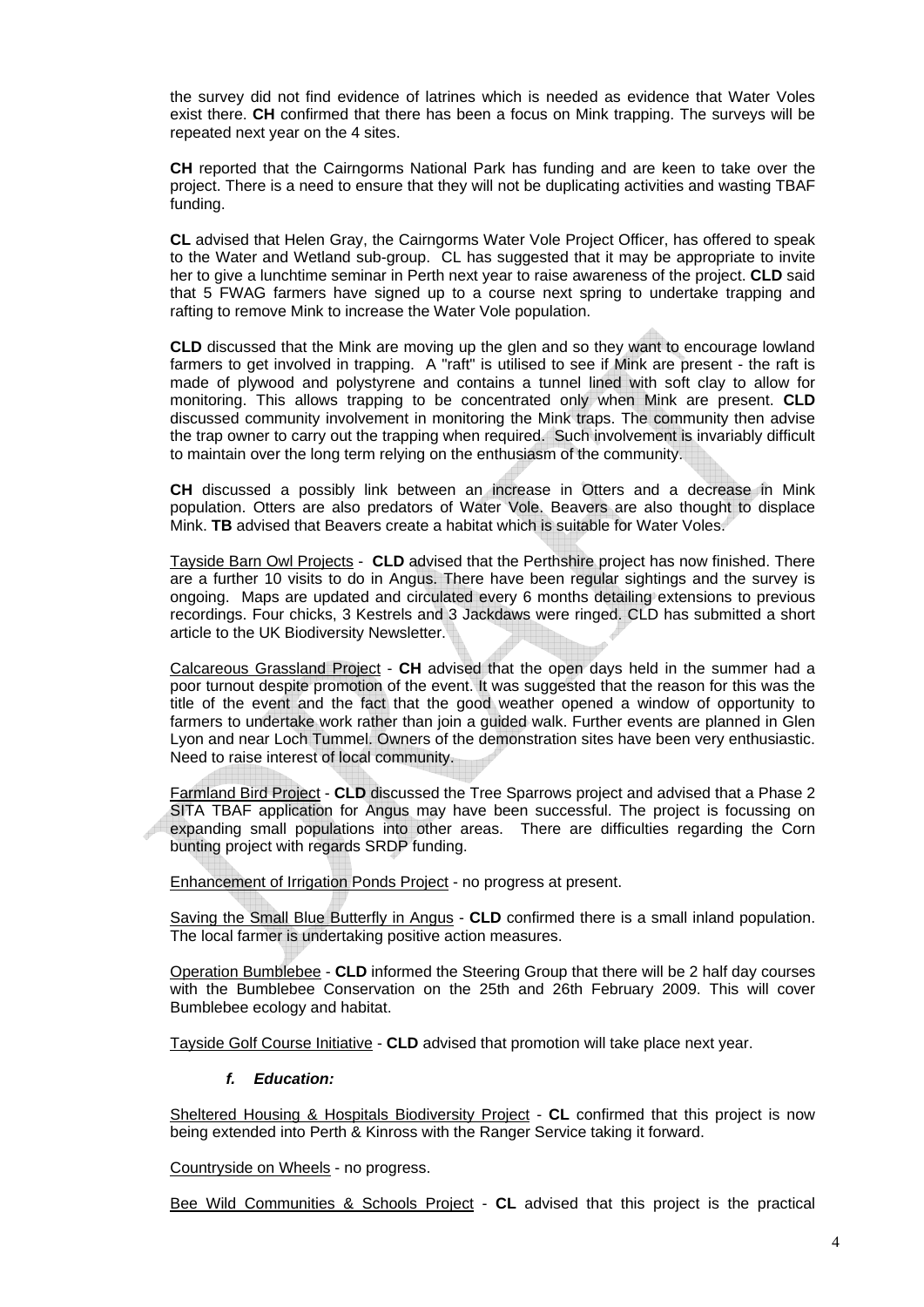the survey did not find evidence of latrines which is needed as evidence that Water Voles exist there. **CH** confirmed that there has been a focus on Mink trapping. The surveys will be repeated next year on the 4 sites.

**CH** reported that the Cairngorms National Park has funding and are keen to take over the project. There is a need to ensure that they will not be duplicating activities and wasting TBAF funding.

**CL** advised that Helen Gray, the Cairngorms Water Vole Project Officer, has offered to speak to the Water and Wetland sub-group. CL has suggested that it may be appropriate to invite her to give a lunchtime seminar in Perth next year to raise awareness of the project. **CLD** said that 5 FWAG farmers have signed up to a course next spring to undertake trapping and rafting to remove Mink to increase the Water Vole population.

**CLD** discussed that the Mink are moving up the glen and so they want to encourage lowland farmers to get involved in trapping. A "raft" is utilised to see if Mink are present - the raft is made of plywood and polystyrene and contains a tunnel lined with soft clay to allow for monitoring. This allows trapping to be concentrated only when Mink are present. **CLD** discussed community involvement in monitoring the Mink traps. The community then advise the trap owner to carry out the trapping when required. Such involvement is invariably difficult to maintain over the long term relying on the enthusiasm of the community.

**CH** discussed a possibly link between an increase in Otters and a decrease in Mink population. Otters are also predators of Water Vole. Beavers are also thought to displace Mink. **TB** advised that Beavers create a habitat which is suitable for Water Voles.

<u>Tayside Barn Owl Projects</u> - **CLD** advised that the Perthshire project has now finished. There are a further 10 visits to do in Angus. There have been regular sightings and the survey is ongoing. Maps are updated and circulated every 6 months detailing extensions to previous recordings. Four chicks, 3 Kestrels and 3 Jackdaws were ringed. CLD has submitted a short article to the UK Biodiversity Newsletter.

<u>Calcareous Grassland Project</u> - **CH** advised that the open days held in the summer had a poor turnout despite promotion of the event. It was suggested that the reason for this was the title of the event and the fact that the good weather opened a window of opportunity to farmers to undertake work rather than join a guided walk. Further events are planned in Glen Lyon and near Loch Tummel. Owners of the demonstration sites have been very enthusiastic. Need to raise interest of local community.

<u>Farmland Bird Project</u> - **CLD** discussed the Tree Sparrows project and advised that a Phase 2 SITA TBAF application for Angus may have been successful. The project is focussing on expanding small populations into other areas. There are difficulties regarding the Corn bunting project with regards SRDP funding.

<u>Enhancement of Irrigation Ponds Project</u> - no progress at present.

<u>Saving the Small Blue Butterfly in Angus</u> - **CLD** confirmed there is a small inland population. The local farmer is undertaking positive action measures.

<u>Operation Bumblebee</u> - **CLD** informed the Steering Group that there will be 2 half day courses with the Bumblebee Conservation on the 25th and 26th February 2009. This will cover Bumblebee ecology and habitat.

<u>Tayside Golf Course Initiative</u> - **CLD** advised that promotion will take place next year.

#### *f. Education:*

<u>Sheltered Housing & Hospitals Biodiversity Project</u> - **CL** confirmed that this project is now being extended into Perth & Kinross with the Ranger Service taking it forward.

<u>Countryside on Wheels</u> - no progress.

<u>Bee Wild Communities & Schools Project</u> - **CL** advised that this project is the practical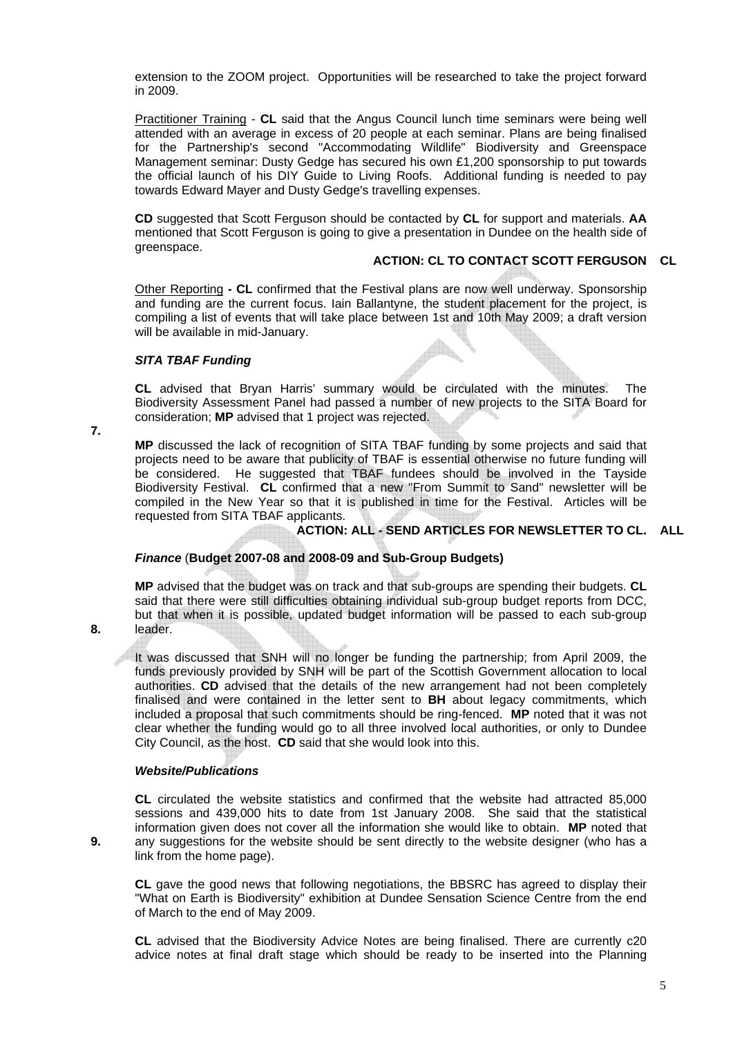extension to the ZOOM project. Opportunities will be researched to take the project forward in 2009.

Practitioner Training - **CL** said that the Angus Council lunch time seminars were being well attended with an average in excess of 20 people at each seminar. Plans are being finalised for the Partnership's second "Accommodating Wildlife" Biodiversity and Greenspace Management seminar: Dusty Gedge has secured his own £1,200 sponsorship to put towards the official launch of his DIY Guide to Living Roofs. Additional funding is needed to pay towards Edward Mayer and Dusty Gedge's travelling expenses.

**CD** suggested that Scott Ferguson should be contacted by **CL** for support and materials. **AA** mentioned that Scott Ferguson is going to give a presentation in Dundee on the health side of greenspace.

**ACTION: CL TO CONTACT SCOTT FERGUSON CL**

Other Reporting **- CL** confirmed that the Festival plans are now well underway. Sponsorship and funding are the current focus. Iain Ballantyne, the student placement for the project, is compiling a list of events that will take place between 1st and 10th May 2009; a draft version will be available in mid-January.

**7.**

***SITA TBAF Funding***

**CL** advised that Bryan Harris' summary would be circulated with the minutes. The Biodiversity Assessment Panel had passed a number of new projects to the SITA Board for consideration; **MP** advised that 1 project was rejected.

**MP** discussed the lack of recognition of SITA TBAF funding by some projects and said that projects need to be aware that publicity of TBAF is essential otherwise no future funding will be considered. He suggested that TBAF fundees should be involved in the Tayside Biodiversity Festival. **CL** confirmed that a new "From Summit to Sand" newsletter will be compiled in the New Year so that it is published in time for the Festival. Articles will be requested from SITA TBAF applicants.

**ACTION: ALL - SEND ARTICLES FOR NEWSLETTER TO CL. ALL**

**8.**

***Finance*** **(Budget 2007-08 and 2008-09 and Sub-Group Budgets)**

**MP** advised that the budget was on track and that sub-groups are spending their budgets. **CL** said that there were still difficulties obtaining individual sub-group budget reports from DCC, but that when it is possible, updated budget information will be passed to each sub-group leader.

It was discussed that SNH will no longer be funding the partnership; from April 2009, the funds previously provided by SNH will be part of the Scottish Government allocation to local authorities. **CD** advised that the details of the new arrangement had not been completely finalised and were contained in the letter sent to **BH** about legacy commitments, which included a proposal that such commitments should be ring-fenced. **MP** noted that it was not clear whether the funding would go to all three involved local authorities, or only to Dundee City Council, as the host. **CD** said that she would look into this.

**9.**

***Website/Publications***

**CL** circulated the website statistics and confirmed that the website had attracted 85,000 sessions and 439,000 hits to date from 1st January 2008. She said that the statistical information given does not cover all the information she would like to obtain. **MP** noted that any suggestions for the website should be sent directly to the website designer (who has a link from the home page).

**CL** gave the good news that following negotiations, the BBSRC has agreed to display their "What on Earth is Biodiversity" exhibition at Dundee Sensation Science Centre from the end of March to the end of May 2009.

**CL** advised that the Biodiversity Advice Notes are being finalised. There are currently c20 advice notes at final draft stage which should be ready to be inserted into the Planning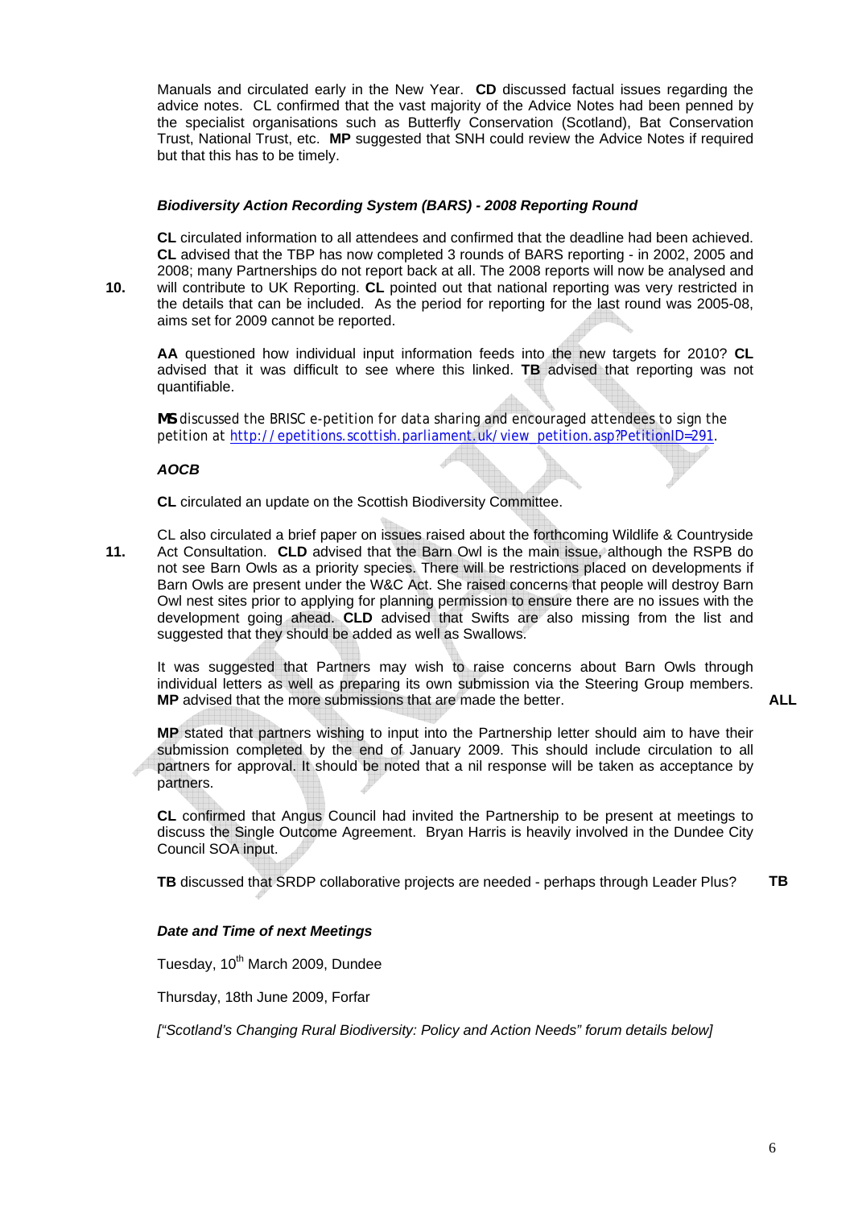Manuals and circulated early in the New Year. **CD** discussed factual issues regarding the advice notes. CL confirmed that the vast majority of the Advice Notes had been penned by the specialist organisations such as Butterfly Conservation (Scotland), Bat Conservation Trust, National Trust, etc. **MP** suggested that SNH could review the Advice Notes if required but that this has to be timely.

**10.**

***Biodiversity Action Recording System (BARS) - 2008 Reporting Round***

**CL** circulated information to all attendees and confirmed that the deadline had been achieved. **CL** advised that the TBP has now completed 3 rounds of BARS reporting - in 2002, 2005 and 2008; many Partnerships do not report back at all. The 2008 reports will now be analysed and will contribute to UK Reporting. **CL** pointed out that national reporting was very restricted in the details that can be included. As the period for reporting for the last round was 2005-08, aims set for 2009 cannot be reported.

**AA** questioned how individual input information feeds into the new targets for 2010? **CL** advised that it was difficult to see where this linked. **TB** advised that reporting was not quantifiable.

**MS** discussed the BRISC e-petition for data sharing and encouraged attendees to sign the petition at http://epetitions.scottish.parliament.uk/view_petition.asp?PetitionID=291.

**11.**

***AOCB***

**CL** circulated an update on the Scottish Biodiversity Committee.

CL also circulated a brief paper on issues raised about the forthcoming Wildlife & Countryside Act Consultation. **CLD** advised that the Barn Owl is the main issue, although the RSPB do not see Barn Owls as a priority species. There will be restrictions placed on developments if Barn Owls are present under the W&C Act. She raised concerns that people will destroy Barn Owl nest sites prior to applying for planning permission to ensure there are no issues with the development going ahead. **CLD** advised that Swifts are also missing from the list and suggested that they should be added as well as Swallows.

It was suggested that Partners may wish to raise concerns about Barn Owls through individual letters as well as preparing its own submission via the Steering Group members. **MP** advised that the more submissions that are made the better. **ALL**

**MP** stated that partners wishing to input into the Partnership letter should aim to have their submission completed by the end of January 2009. This should include circulation to all partners for approval. It should be noted that a nil response will be taken as acceptance by partners.

**CL** confirmed that Angus Council had invited the Partnership to be present at meetings to discuss the Single Outcome Agreement. Bryan Harris is heavily involved in the Dundee City Council SOA input.

**TB** discussed that SRDP collaborative projects are needed - perhaps through Leader Plus? **TB**

***Date and Time of next Meetings***

Tuesday, 10th March 2009, Dundee

Thursday, 18th June 2009, Forfar

*["Scotland's Changing Rural Biodiversity: Policy and Action Needs" forum details below]*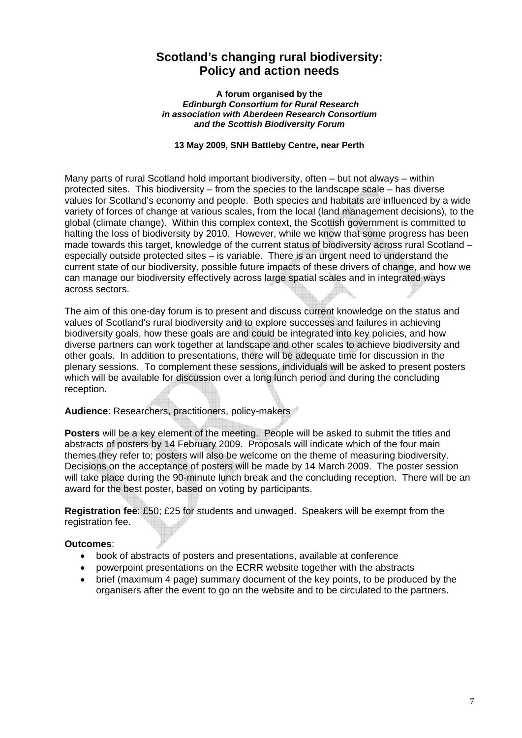# Scotland's changing rural biodiversity: Policy and action needs

**A forum organised by the**
***Edinburgh Consortium for Rural Research***
***in association with Aberdeen Research Consortium***
***and the Scottish Biodiversity Forum***

**13 May 2009, SNH Battleby Centre, near Perth**

Many parts of rural Scotland hold important biodiversity, often – but not always – within protected sites. This biodiversity – from the species to the landscape scale – has diverse values for Scotland's economy and people. Both species and habitats are influenced by a wide variety of forces of change at various scales, from the local (land management decisions), to the global (climate change). Within this complex context, the Scottish government is committed to halting the loss of biodiversity by 2010. However, while we know that some progress has been made towards this target, knowledge of the current status of biodiversity across rural Scotland – especially outside protected sites – is variable. There is an urgent need to understand the current state of our biodiversity, possible future impacts of these drivers of change, and how we can manage our biodiversity effectively across large spatial scales and in integrated ways across sectors.

The aim of this one-day forum is to present and discuss current knowledge on the status and values of Scotland's rural biodiversity and to explore successes and failures in achieving biodiversity goals, how these goals are and could be integrated into key policies, and how diverse partners can work together at landscape and other scales to achieve biodiversity and other goals. In addition to presentations, there will be adequate time for discussion in the plenary sessions. To complement these sessions, individuals will be asked to present posters which will be available for discussion over a long lunch period and during the concluding reception.

**Audience**: Researchers, practitioners, policy-makers

**Posters** will be a key element of the meeting. People will be asked to submit the titles and abstracts of posters by 14 February 2009. Proposals will indicate which of the four main themes they refer to; posters will also be welcome on the theme of measuring biodiversity. Decisions on the acceptance of posters will be made by 14 March 2009. The poster session will take place during the 90-minute lunch break and the concluding reception. There will be an award for the best poster, based on voting by participants.

**Registration fee**: £50; £25 for students and unwaged. Speakers will be exempt from the registration fee.

**Outcomes**:

- book of abstracts of posters and presentations, available at conference
- powerpoint presentations on the ECRR website together with the abstracts
- brief (maximum 4 page) summary document of the key points, to be produced by the organisers after the event to go on the website and to be circulated to the partners.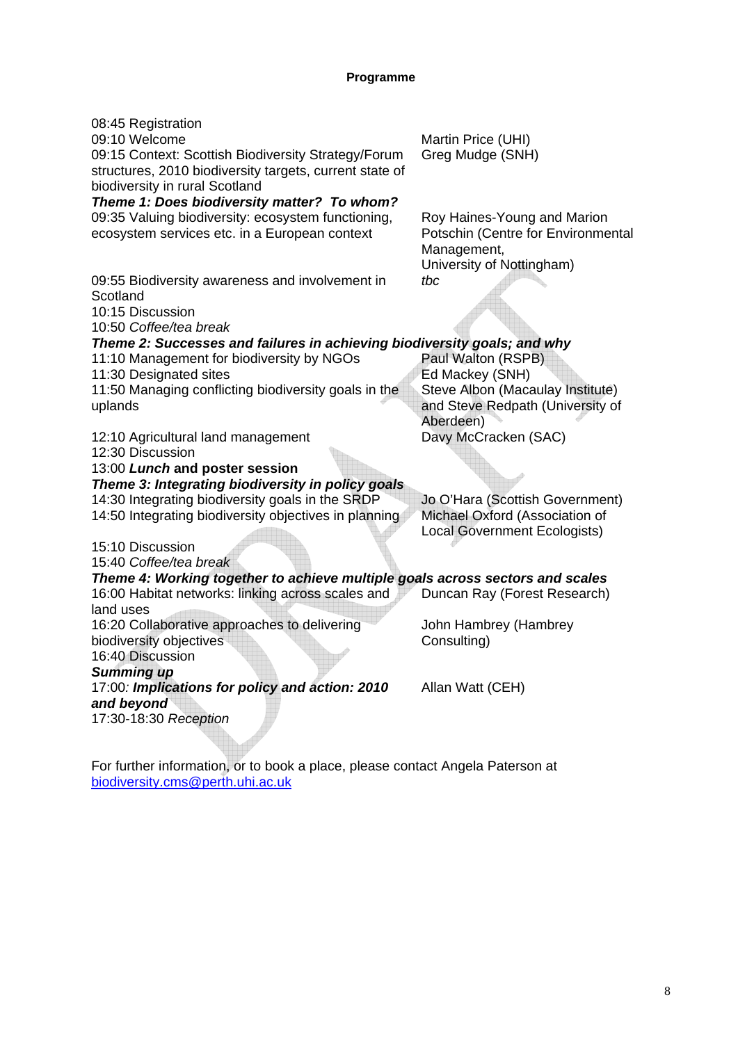**Programme**

| | |
|---|---|
| 08:45 Registration | |
| 09:10 Welcome | Martin Price (UHI) |
| 09:15 Context: Scottish Biodiversity Strategy/Forum structures, 2010 biodiversity targets, current state of biodiversity in rural Scotland | Greg Mudge (SNH) |
| ***Theme 1: Does biodiversity matter? To whom?*** | |
| 09:35 Valuing biodiversity: ecosystem functioning, ecosystem services etc. in a European context | Roy Haines-Young and Marion Potschin (Centre for Environmental Management, University of Nottingham) |
| 09:55 Biodiversity awareness and involvement in Scotland | *tbc* |
| 10:15 Discussion | |
| 10:50 *Coffee/tea break* | |
| ***Theme 2: Successes and failures in achieving biodiversity goals; and why*** | |
| 11:10 Management for biodiversity by NGOs | Paul Walton (RSPB) |
| 11:30 Designated sites | Ed Mackey (SNH) |
| 11:50 Managing conflicting biodiversity goals in the uplands | Steve Albon (Macaulay Institute) and Steve Redpath (University of Aberdeen) |
| 12:10 Agricultural land management | Davy McCracken (SAC) |
| 12:30 Discussion | |
| 13:00 ***Lunch*** **and poster session** | |
| ***Theme 3: Integrating biodiversity in policy goals*** | |
| 14:30 Integrating biodiversity goals in the SRDP | Jo O'Hara (Scottish Government) |
| 14:50 Integrating biodiversity objectives in planning | Michael Oxford (Association of Local Government Ecologists) |
| 15:10 Discussion | |
| 15:40 *Coffee/tea break* | |
| ***Theme 4: Working together to achieve multiple goals across sectors and scales*** | |
| 16:00 Habitat networks: linking across scales and land uses | Duncan Ray (Forest Research) |
| 16:20 Collaborative approaches to delivering biodiversity objectives | John Hambrey (Hambrey Consulting) |
| 16:40 Discussion | |
| ***Summing up*** | |
| 17:00*:* ***Implications for policy and action: 2010 and beyond*** | Allan Watt (CEH) |
| 17:30-18:30 *Reception* | |

For further information, or to book a place, please contact Angela Paterson at biodiversity.cms@perth.uhi.ac.uk